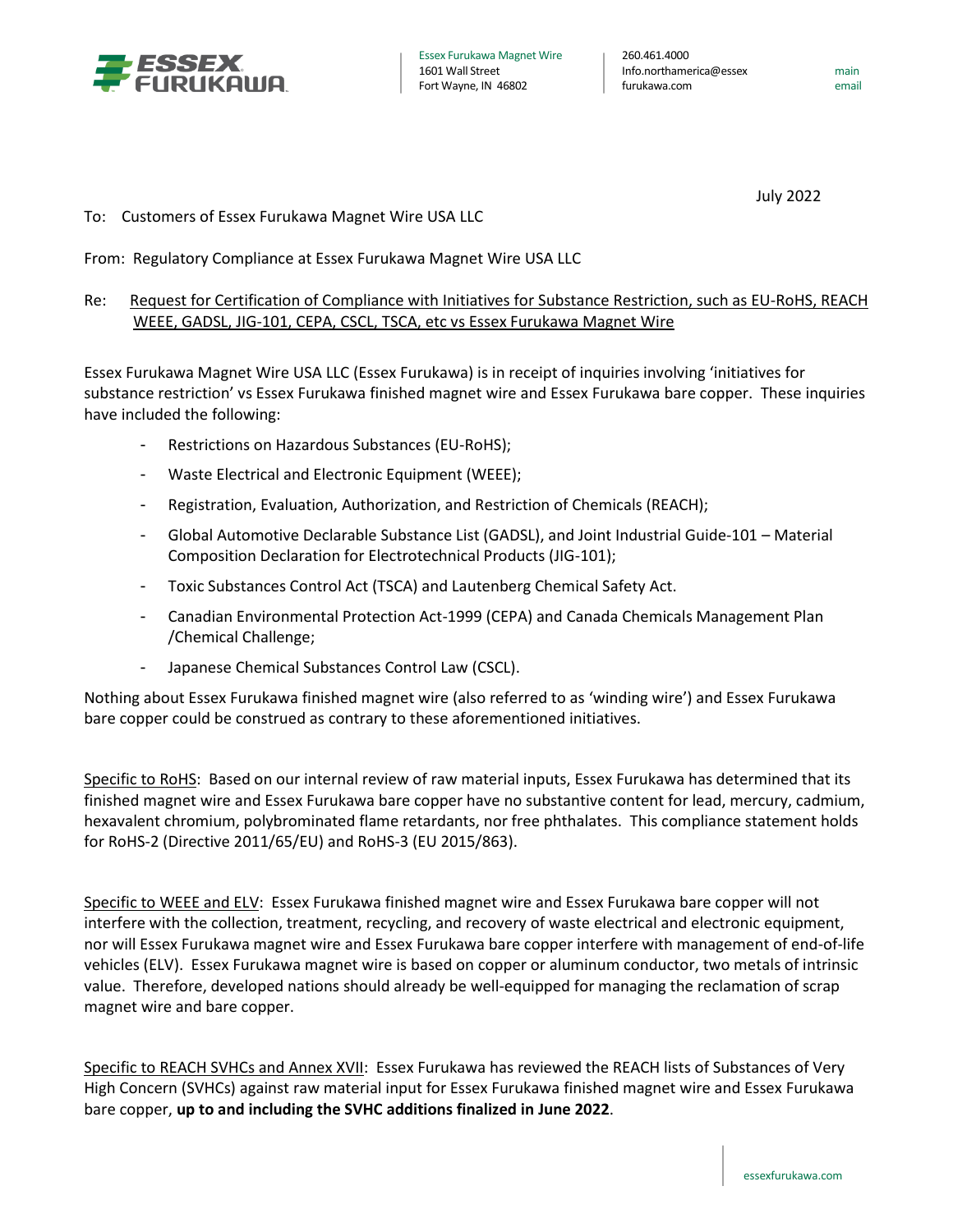Essex Furukawa Magnet Wire
1601 Wall Street
Fort Wayne, IN 46802

260.461.4000 main
Info.northamerica@essexfurukawa.com email

July 2022

To: Customers of Essex Furukawa Magnet Wire USA LLC

From: Regulatory Compliance at Essex Furukawa Magnet Wire USA LLC

Re: Request for Certification of Compliance with Initiatives for Substance Restriction, such as EU-RoHS, REACH WEEE, GADSL, JIG-101, CEPA, CSCL, TSCA, etc vs Essex Furukawa Magnet Wire

Essex Furukawa Magnet Wire USA LLC (Essex Furukawa) is in receipt of inquiries involving 'initiatives for substance restriction' vs Essex Furukawa finished magnet wire and Essex Furukawa bare copper. These inquiries have included the following:

- Restrictions on Hazardous Substances (EU-RoHS);
- Waste Electrical and Electronic Equipment (WEEE);
- Registration, Evaluation, Authorization, and Restriction of Chemicals (REACH);
- Global Automotive Declarable Substance List (GADSL), and Joint Industrial Guide-101 – Material Composition Declaration for Electrotechnical Products (JIG-101);
- Toxic Substances Control Act (TSCA) and Lautenberg Chemical Safety Act.
- Canadian Environmental Protection Act-1999 (CEPA) and Canada Chemicals Management Plan /Chemical Challenge;
- Japanese Chemical Substances Control Law (CSCL).

Nothing about Essex Furukawa finished magnet wire (also referred to as 'winding wire') and Essex Furukawa bare copper could be construed as contrary to these aforementioned initiatives.

Specific to RoHS: Based on our internal review of raw material inputs, Essex Furukawa has determined that its finished magnet wire and Essex Furukawa bare copper have no substantive content for lead, mercury, cadmium, hexavalent chromium, polybrominated flame retardants, nor free phthalates. This compliance statement holds for RoHS-2 (Directive 2011/65/EU) and RoHS-3 (EU 2015/863).

Specific to WEEE and ELV: Essex Furukawa finished magnet wire and Essex Furukawa bare copper will not interfere with the collection, treatment, recycling, and recovery of waste electrical and electronic equipment, nor will Essex Furukawa magnet wire and Essex Furukawa bare copper interfere with management of end-of-life vehicles (ELV). Essex Furukawa magnet wire is based on copper or aluminum conductor, two metals of intrinsic value. Therefore, developed nations should already be well-equipped for managing the reclamation of scrap magnet wire and bare copper.

Specific to REACH SVHCs and Annex XVII: Essex Furukawa has reviewed the REACH lists of Substances of Very High Concern (SVHCs) against raw material input for Essex Furukawa finished magnet wire and Essex Furukawa bare copper, **up to and including the SVHC additions finalized in June 2022**.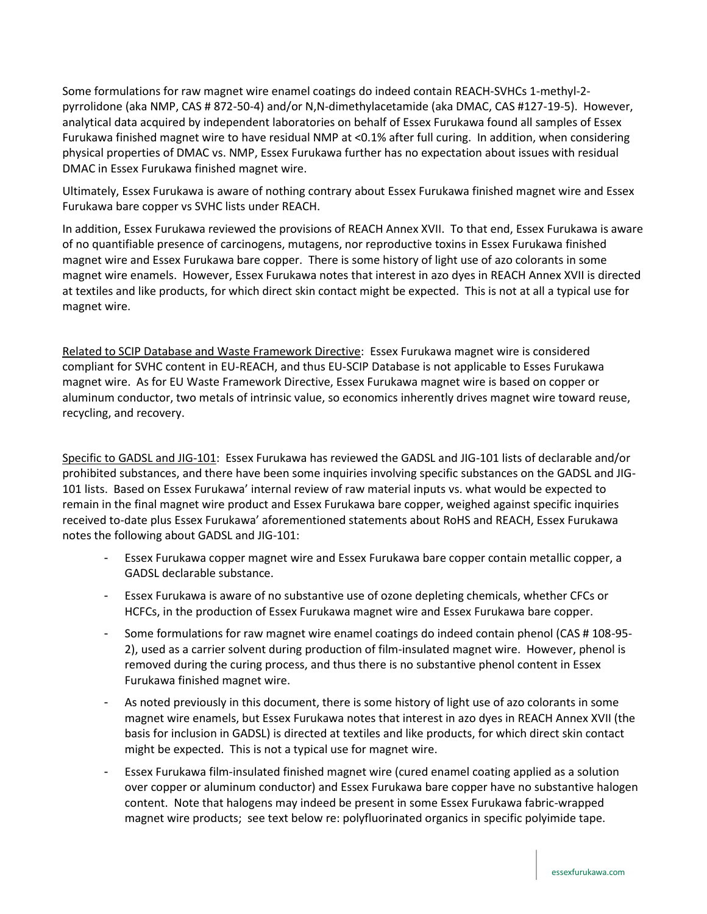Some formulations for raw magnet wire enamel coatings do indeed contain REACH-SVHCs 1-methyl-2-pyrrolidone (aka NMP, CAS # 872-50-4) and/or N,N-dimethylacetamide (aka DMAC, CAS #127-19-5). However, analytical data acquired by independent laboratories on behalf of Essex Furukawa found all samples of Essex Furukawa finished magnet wire to have residual NMP at <0.1% after full curing. In addition, when considering physical properties of DMAC vs. NMP, Essex Furukawa further has no expectation about issues with residual DMAC in Essex Furukawa finished magnet wire.

Ultimately, Essex Furukawa is aware of nothing contrary about Essex Furukawa finished magnet wire and Essex Furukawa bare copper vs SVHC lists under REACH.

In addition, Essex Furukawa reviewed the provisions of REACH Annex XVII. To that end, Essex Furukawa is aware of no quantifiable presence of carcinogens, mutagens, nor reproductive toxins in Essex Furukawa finished magnet wire and Essex Furukawa bare copper. There is some history of light use of azo colorants in some magnet wire enamels. However, Essex Furukawa notes that interest in azo dyes in REACH Annex XVII is directed at textiles and like products, for which direct skin contact might be expected. This is not at all a typical use for magnet wire.

<u>Related to SCIP Database and Waste Framework Directive</u>: Essex Furukawa magnet wire is considered compliant for SVHC content in EU-REACH, and thus EU-SCIP Database is not applicable to Esses Furukawa magnet wire. As for EU Waste Framework Directive, Essex Furukawa magnet wire is based on copper or aluminum conductor, two metals of intrinsic value, so economics inherently drives magnet wire toward reuse, recycling, and recovery.

<u>Specific to GADSL and JIG-101</u>: Essex Furukawa has reviewed the GADSL and JIG-101 lists of declarable and/or prohibited substances, and there have been some inquiries involving specific substances on the GADSL and JIG-101 lists. Based on Essex Furukawa' internal review of raw material inputs vs. what would be expected to remain in the final magnet wire product and Essex Furukawa bare copper, weighed against specific inquiries received to-date plus Essex Furukawa' aforementioned statements about RoHS and REACH, Essex Furukawa notes the following about GADSL and JIG-101:

- Essex Furukawa copper magnet wire and Essex Furukawa bare copper contain metallic copper, a GADSL declarable substance.
- Essex Furukawa is aware of no substantive use of ozone depleting chemicals, whether CFCs or HCFCs, in the production of Essex Furukawa magnet wire and Essex Furukawa bare copper.
- Some formulations for raw magnet wire enamel coatings do indeed contain phenol (CAS # 108-95-2), used as a carrier solvent during production of film-insulated magnet wire. However, phenol is removed during the curing process, and thus there is no substantive phenol content in Essex Furukawa finished magnet wire.
- As noted previously in this document, there is some history of light use of azo colorants in some magnet wire enamels, but Essex Furukawa notes that interest in azo dyes in REACH Annex XVII (the basis for inclusion in GADSL) is directed at textiles and like products, for which direct skin contact might be expected. This is not a typical use for magnet wire.
- Essex Furukawa film-insulated finished magnet wire (cured enamel coating applied as a solution over copper or aluminum conductor) and Essex Furukawa bare copper have no substantive halogen content. Note that halogens may indeed be present in some Essex Furukawa fabric-wrapped magnet wire products; see text below re: polyfluorinated organics in specific polyimide tape.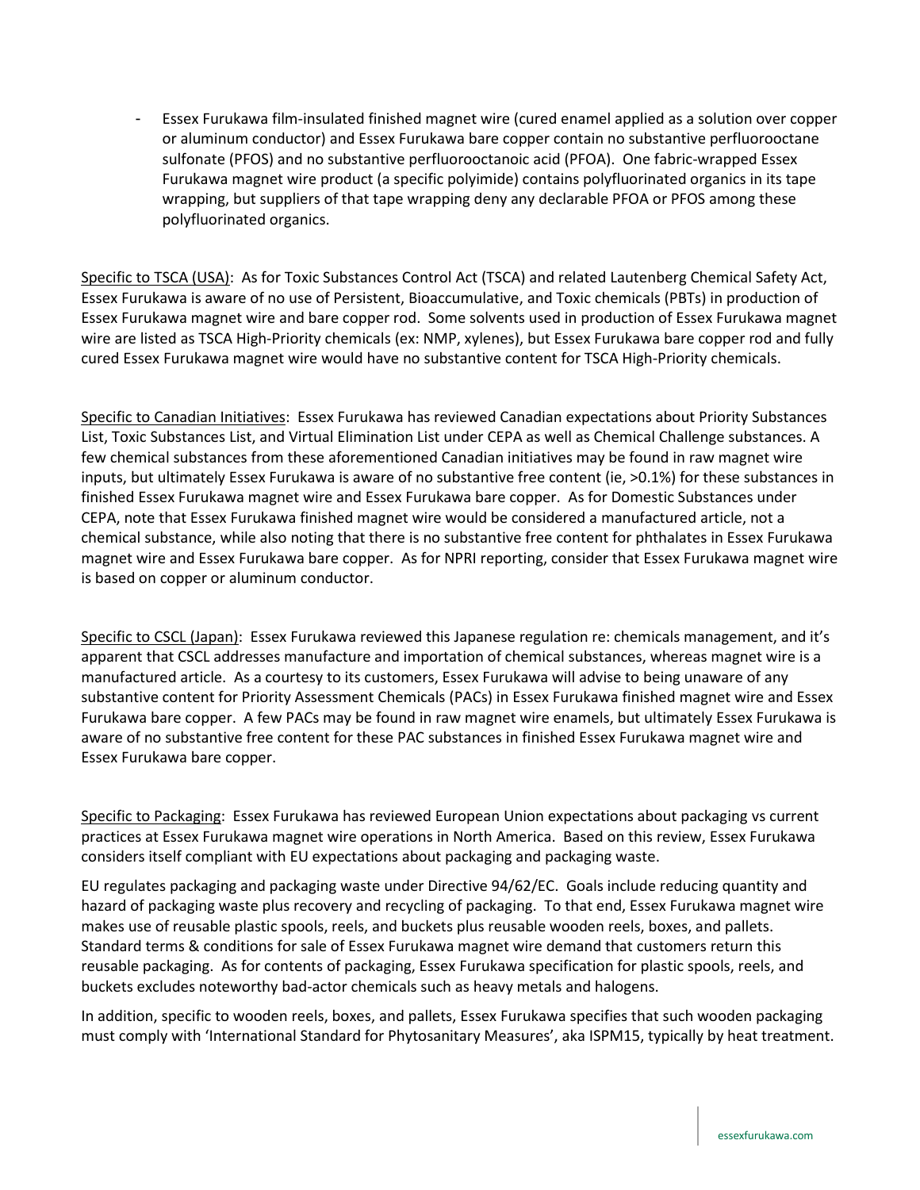- Essex Furukawa film-insulated finished magnet wire (cured enamel applied as a solution over copper or aluminum conductor) and Essex Furukawa bare copper contain no substantive perfluorooctane sulfonate (PFOS) and no substantive perfluorooctanoic acid (PFOA). One fabric-wrapped Essex Furukawa magnet wire product (a specific polyimide) contains polyfluorinated organics in its tape wrapping, but suppliers of that tape wrapping deny any declarable PFOA or PFOS among these polyfluorinated organics.

<u>Specific to TSCA (USA)</u>: As for Toxic Substances Control Act (TSCA) and related Lautenberg Chemical Safety Act, Essex Furukawa is aware of no use of Persistent, Bioaccumulative, and Toxic chemicals (PBTs) in production of Essex Furukawa magnet wire and bare copper rod. Some solvents used in production of Essex Furukawa magnet wire are listed as TSCA High-Priority chemicals (ex: NMP, xylenes), but Essex Furukawa bare copper rod and fully cured Essex Furukawa magnet wire would have no substantive content for TSCA High-Priority chemicals.

<u>Specific to Canadian Initiatives</u>: Essex Furukawa has reviewed Canadian expectations about Priority Substances List, Toxic Substances List, and Virtual Elimination List under CEPA as well as Chemical Challenge substances. A few chemical substances from these aforementioned Canadian initiatives may be found in raw magnet wire inputs, but ultimately Essex Furukawa is aware of no substantive free content (ie, >0.1%) for these substances in finished Essex Furukawa magnet wire and Essex Furukawa bare copper. As for Domestic Substances under CEPA, note that Essex Furukawa finished magnet wire would be considered a manufactured article, not a chemical substance, while also noting that there is no substantive free content for phthalates in Essex Furukawa magnet wire and Essex Furukawa bare copper. As for NPRI reporting, consider that Essex Furukawa magnet wire is based on copper or aluminum conductor.

<u>Specific to CSCL (Japan)</u>: Essex Furukawa reviewed this Japanese regulation re: chemicals management, and it's apparent that CSCL addresses manufacture and importation of chemical substances, whereas magnet wire is a manufactured article. As a courtesy to its customers, Essex Furukawa will advise to being unaware of any substantive content for Priority Assessment Chemicals (PACs) in Essex Furukawa finished magnet wire and Essex Furukawa bare copper. A few PACs may be found in raw magnet wire enamels, but ultimately Essex Furukawa is aware of no substantive free content for these PAC substances in finished Essex Furukawa magnet wire and Essex Furukawa bare copper.

<u>Specific to Packaging</u>: Essex Furukawa has reviewed European Union expectations about packaging vs current practices at Essex Furukawa magnet wire operations in North America. Based on this review, Essex Furukawa considers itself compliant with EU expectations about packaging and packaging waste.

EU regulates packaging and packaging waste under Directive 94/62/EC. Goals include reducing quantity and hazard of packaging waste plus recovery and recycling of packaging. To that end, Essex Furukawa magnet wire makes use of reusable plastic spools, reels, and buckets plus reusable wooden reels, boxes, and pallets. Standard terms & conditions for sale of Essex Furukawa magnet wire demand that customers return this reusable packaging. As for contents of packaging, Essex Furukawa specification for plastic spools, reels, and buckets excludes noteworthy bad-actor chemicals such as heavy metals and halogens.

In addition, specific to wooden reels, boxes, and pallets, Essex Furukawa specifies that such wooden packaging must comply with 'International Standard for Phytosanitary Measures', aka ISPM15, typically by heat treatment.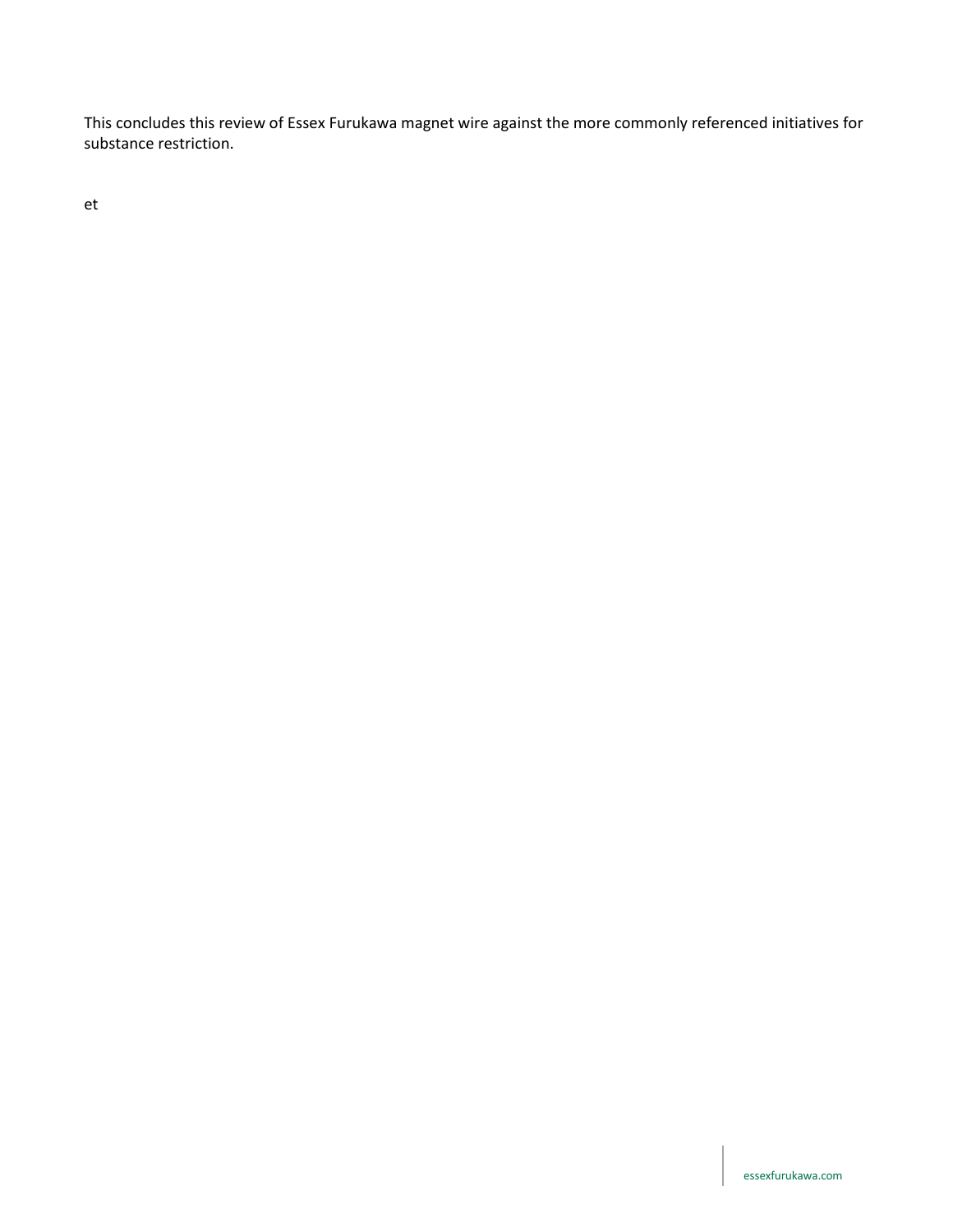This concludes this review of Essex Furukawa magnet wire against the more commonly referenced initiatives for substance restriction.

et